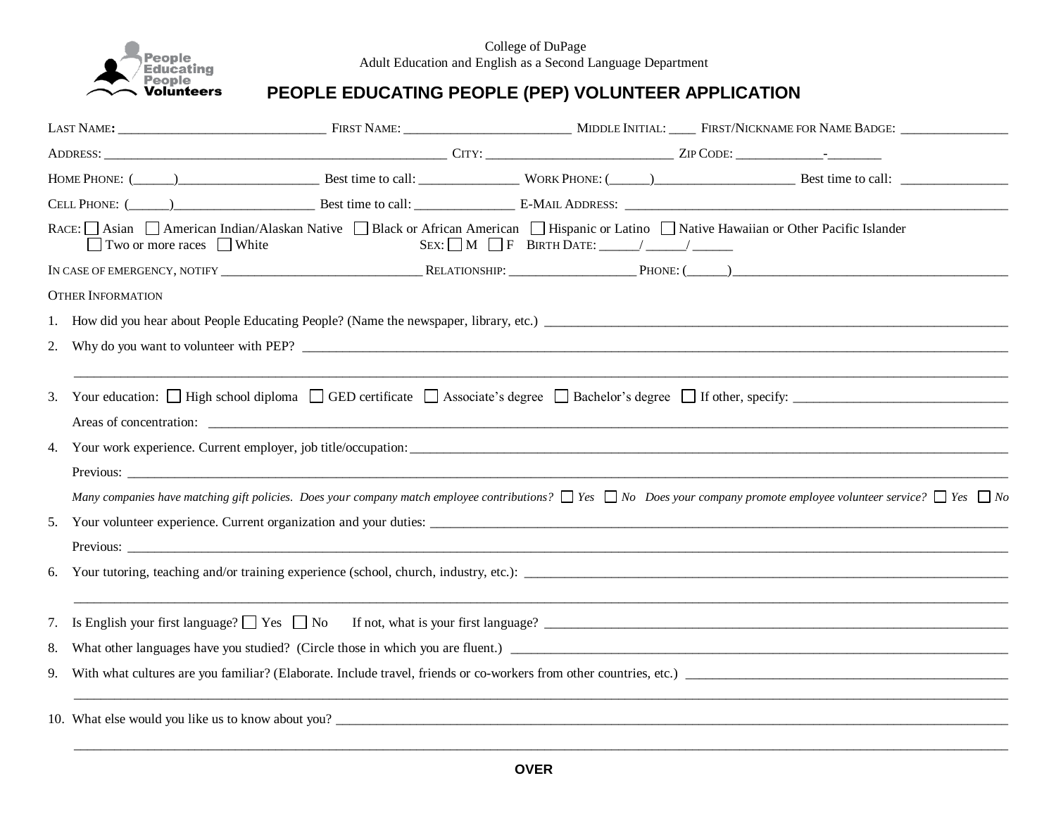College of DuPage
Adult Education and English as a Second Language Department

# PEOPLE EDUCATING PEOPLE (PEP) VOLUNTEER APPLICATION

LAST NAME: ______________________________ FIRST NAME: ________________________ MIDDLE INITIAL: ____ FIRST/NICKNAME FOR NAME BADGE: ________________

ADDRESS: __________________________________________________ CITY: ___________________________ ZIP CODE: ____________-________

HOME PHONE: (______)_____________________ Best time to call: ______________ WORK PHONE: (______)_____________________ Best time to call: ________________

CELL PHONE: (______)_____________________ Best time to call: ______________ E-MAIL ADDRESS: ____________________________________________________________

RACE: ☐ Asian ☐ American Indian/Alaskan Native ☐ Black or African American ☐ Hispanic or Latino ☐ Native Hawaiian or Other Pacific Islander ☐ Two or more races ☐ White SEX: ☐ M ☐ F BIRTH DATE: ______/ ______/ ______

IN CASE OF EMERGENCY, NOTIFY ______________________________ RELATIONSHIP: __________________ PHONE: (______)__________________________________________

OTHER INFORMATION

1. How did you hear about People Educating People? (Name the newspaper, library, etc.) ________________________________________________________________________

2. Why do you want to volunteer with PEP? ______________________________________________________________________________________________________

   ________________________________________________________________________________________________________________________________________

3. Your education: ☐ High school diploma ☐ GED certificate ☐ Associate's degree ☐ Bachelor's degree ☐ If other, specify: ________________________________

   Areas of concentration: __________________________________________________________________________________________________________________

4. Your work experience. Current employer, job title/occupation:_____________________________________________________________________________________

   Previous: _____________________________________________________________________________________________________________________________

   *Many companies have matching gift policies. Does your company match employee contributions?* ☐ *Yes* ☐ *No* *Does your company promote employee volunteer service?* ☐ *Yes* ☐ *No*

5. Your volunteer experience. Current organization and your duties: __________________________________________________________________________________

   Previous: _____________________________________________________________________________________________________________________________

6. Your tutoring, teaching and/or training experience (school, church, industry, etc.): ________________________________________________________________________

   ________________________________________________________________________________________________________________________________________

7. Is English your first language? ☐ Yes ☐ No If not, what is your first language? ________________________________________________________________________

8. What other languages have you studied? (Circle those in which you are fluent.) _________________________________________________________________________

9. With what cultures are you familiar? (Elaborate. Include travel, friends or co-workers from other countries, etc.) ___________________________________________________

   ________________________________________________________________________________________________________________________________________

10. What else would you like us to know about you? ______________________________________________________________________________________________

   ________________________________________________________________________________________________________________________________________

**OVER**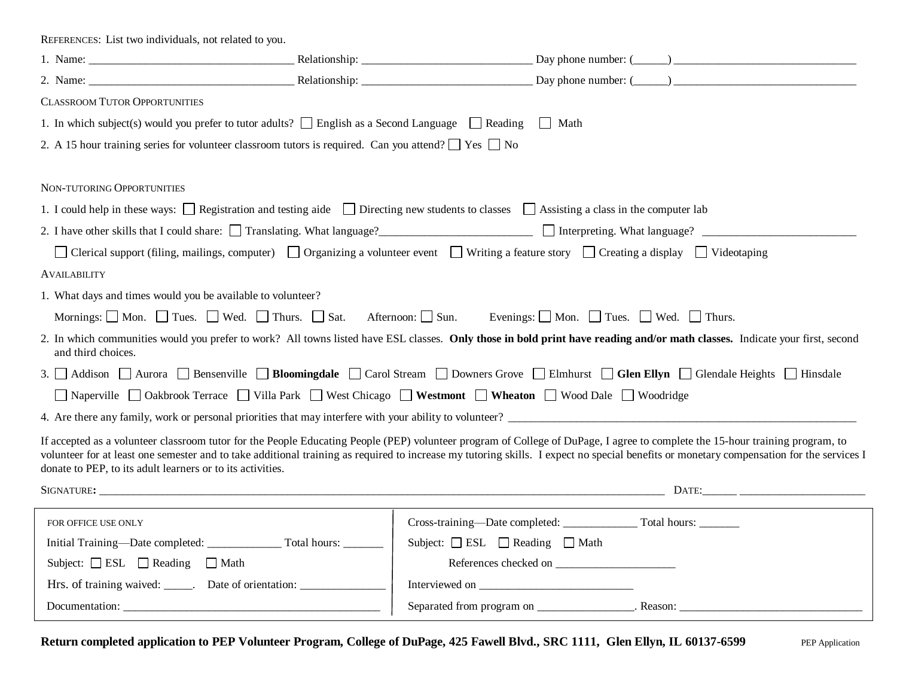REFERENCES: List two individuals, not related to you.

1. Name: ___________________________________ Relationship: _____________________________ Day phone number: (______) ________________________________
2. Name: ___________________________________ Relationship: _____________________________ Day phone number: (______) ________________________________

CLASSROOM TUTOR OPPORTUNITIES

1. In which subject(s) would you prefer to tutor adults? ☐ English as a Second Language ☐ Reading ☐ Math
2. A 15 hour training series for volunteer classroom tutors is required. Can you attend? ☐ Yes ☐ No

NON-TUTORING OPPORTUNITIES

1. I could help in these ways: ☐ Registration and testing aide ☐ Directing new students to classes ☐ Assisting a class in the computer lab
2. I have other skills that I could share: ☐ Translating. What language?__________________________ ☐ Interpreting. What language? ___________________________

   ☐ Clerical support (filing, mailings, computer) ☐ Organizing a volunteer event ☐ Writing a feature story ☐ Creating a display ☐ Videotaping

AVAILABILITY

1. What days and times would you be available to volunteer?

   Mornings: ☐ Mon. ☐ Tues. ☐ Wed. ☐ Thurs. ☐ Sat. Afternoon: ☐ Sun. Evenings: ☐ Mon. ☐ Tues. ☐ Wed. ☐ Thurs.

2. In which communities would you prefer to work? All towns listed have ESL classes. **Only those in bold print have reading and/or math classes.** Indicate your first, second and third choices.
3. ☐ Addison ☐ Aurora ☐ Bensenville ☐ **Bloomingdale** ☐ Carol Stream ☐ Downers Grove ☐ Elmhurst ☐ **Glen Ellyn** ☐ Glendale Heights ☐ Hinsdale

   ☐ Naperville ☐ Oakbrook Terrace ☐ Villa Park ☐ West Chicago ☐ **Westmont** ☐ **Wheaton** ☐ Wood Dale ☐ Woodridge

4. Are there any family, work or personal priorities that may interfere with your ability to volunteer? ____________________________________________________________

If accepted as a volunteer classroom tutor for the People Educating People (PEP) volunteer program of College of DuPage, I agree to complete the 15-hour training program, to volunteer for at least one semester and to take additional training as required to increase my tutoring skills. I expect no special benefits or monetary compensation for the services I donate to PEP, to its adult learners or to its activities.

SIGNATURE: __________________________________________________________________________________________________ DATE:______ _____________________

| | |
|---|---|
| FOR OFFICE USE ONLY | Cross-training—Date completed: _____________ Total hours: _______ |
| Initial Training—Date completed: _____________ Total hours: _______ | Subject: ☐ ESL ☐ Reading ☐ Math |
| Subject: ☐ ESL ☐ Reading ☐ Math | References checked on _____________________ |
| Hrs. of training waived: _____. Date of orientation: _______________ | Interviewed on ___________________________ |
| Documentation: ______________________________________________ | Separated from program on _________________. Reason: ________________________________ |

**Return completed application to PEP Volunteer Program, College of DuPage, 425 Fawell Blvd., SRC 1111, Glen Ellyn, IL 60137-6599**

PEP Application